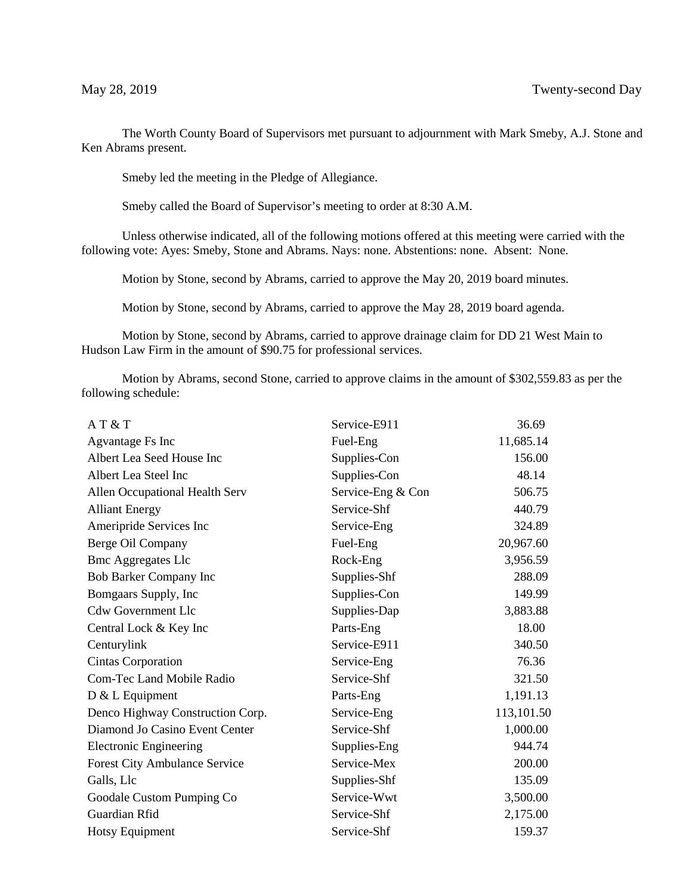May 28, 2019 Twenty-second Day

The Worth County Board of Supervisors met pursuant to adjournment with Mark Smeby, A.J. Stone and Ken Abrams present.

Smeby led the meeting in the Pledge of Allegiance.

Smeby called the Board of Supervisor's meeting to order at 8:30 A.M.

Unless otherwise indicated, all of the following motions offered at this meeting were carried with the following vote: Ayes: Smeby, Stone and Abrams. Nays: none. Abstentions: none. Absent: None.

Motion by Stone, second by Abrams, carried to approve the May 20, 2019 board minutes.

Motion by Stone, second by Abrams, carried to approve the May 28, 2019 board agenda.

Motion by Stone, second by Abrams, carried to approve drainage claim for DD 21 West Main to Hudson Law Firm in the amount of $90.75 for professional services.

Motion by Abrams, second Stone, carried to approve claims in the amount of $302,559.83 as per the following schedule:

| | | |
|---|---|---|
| A T & T | Service-E911 | 36.69 |
| Agvantage Fs Inc | Fuel-Eng | 11,685.14 |
| Albert Lea Seed House Inc | Supplies-Con | 156.00 |
| Albert Lea Steel Inc | Supplies-Con | 48.14 |
| Allen Occupational Health Serv | Service-Eng & Con | 506.75 |
| Alliant Energy | Service-Shf | 440.79 |
| Ameripride Services Inc | Service-Eng | 324.89 |
| Berge Oil Company | Fuel-Eng | 20,967.60 |
| Bmc Aggregates Llc | Rock-Eng | 3,956.59 |
| Bob Barker Company Inc | Supplies-Shf | 288.09 |
| Bomgaars Supply, Inc | Supplies-Con | 149.99 |
| Cdw Government Llc | Supplies-Dap | 3,883.88 |
| Central Lock & Key Inc | Parts-Eng | 18.00 |
| Centurylink | Service-E911 | 340.50 |
| Cintas Corporation | Service-Eng | 76.36 |
| Com-Tec Land Mobile Radio | Service-Shf | 321.50 |
| D & L Equipment | Parts-Eng | 1,191.13 |
| Denco Highway Construction Corp. | Service-Eng | 113,101.50 |
| Diamond Jo Casino Event Center | Service-Shf | 1,000.00 |
| Electronic Engineering | Supplies-Eng | 944.74 |
| Forest City Ambulance Service | Service-Mex | 200.00 |
| Galls, Llc | Supplies-Shf | 135.09 |
| Goodale Custom Pumping Co | Service-Wwt | 3,500.00 |
| Guardian Rfid | Service-Shf | 2,175.00 |
| Hotsy Equipment | Service-Shf | 159.37 |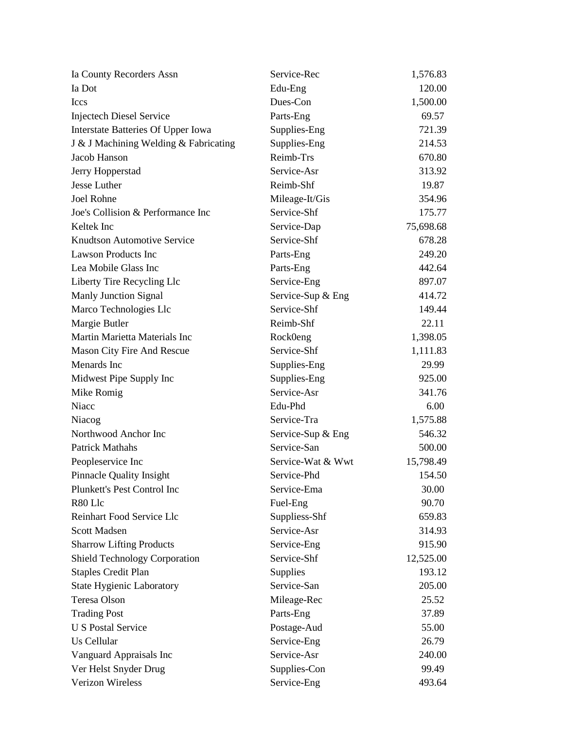| | | |
|---|---|---|
| Ia County Recorders Assn | Service-Rec | 1,576.83 |
| Ia Dot | Edu-Eng | 120.00 |
| Iccs | Dues-Con | 1,500.00 |
| Injectech Diesel Service | Parts-Eng | 69.57 |
| Interstate Batteries Of Upper Iowa | Supplies-Eng | 721.39 |
| J & J Machining Welding & Fabricating | Supplies-Eng | 214.53 |
| Jacob Hanson | Reimb-Trs | 670.80 |
| Jerry Hopperstad | Service-Asr | 313.92 |
| Jesse Luther | Reimb-Shf | 19.87 |
| Joel Rohne | Mileage-It/Gis | 354.96 |
| Joe's Collision & Performance Inc | Service-Shf | 175.77 |
| Keltek Inc | Service-Dap | 75,698.68 |
| Knudtson Automotive Service | Service-Shf | 678.28 |
| Lawson Products Inc | Parts-Eng | 249.20 |
| Lea Mobile Glass Inc | Parts-Eng | 442.64 |
| Liberty Tire Recycling Llc | Service-Eng | 897.07 |
| Manly Junction Signal | Service-Sup & Eng | 414.72 |
| Marco Technologies Llc | Service-Shf | 149.44 |
| Margie Butler | Reimb-Shf | 22.11 |
| Martin Marietta Materials Inc | Rock0eng | 1,398.05 |
| Mason City Fire And Rescue | Service-Shf | 1,111.83 |
| Menards Inc | Supplies-Eng | 29.99 |
| Midwest Pipe Supply Inc | Supplies-Eng | 925.00 |
| Mike Romig | Service-Asr | 341.76 |
| Niacc | Edu-Phd | 6.00 |
| Niacog | Service-Tra | 1,575.88 |
| Northwood Anchor Inc | Service-Sup & Eng | 546.32 |
| Patrick Mathahs | Service-San | 500.00 |
| Peopleservice Inc | Service-Wat & Wwt | 15,798.49 |
| Pinnacle Quality Insight | Service-Phd | 154.50 |
| Plunkett's Pest Control Inc | Service-Ema | 30.00 |
| R80 Llc | Fuel-Eng | 90.70 |
| Reinhart Food Service Llc | Suppliess-Shf | 659.83 |
| Scott Madsen | Service-Asr | 314.93 |
| Sharrow Lifting Products | Service-Eng | 915.90 |
| Shield Technology Corporation | Service-Shf | 12,525.00 |
| Staples Credit Plan | Supplies | 193.12 |
| State Hygienic Laboratory | Service-San | 205.00 |
| Teresa Olson | Mileage-Rec | 25.52 |
| Trading Post | Parts-Eng | 37.89 |
| U S Postal Service | Postage-Aud | 55.00 |
| Us Cellular | Service-Eng | 26.79 |
| Vanguard Appraisals Inc | Service-Asr | 240.00 |
| Ver Helst Snyder Drug | Supplies-Con | 99.49 |
| Verizon Wireless | Service-Eng | 493.64 |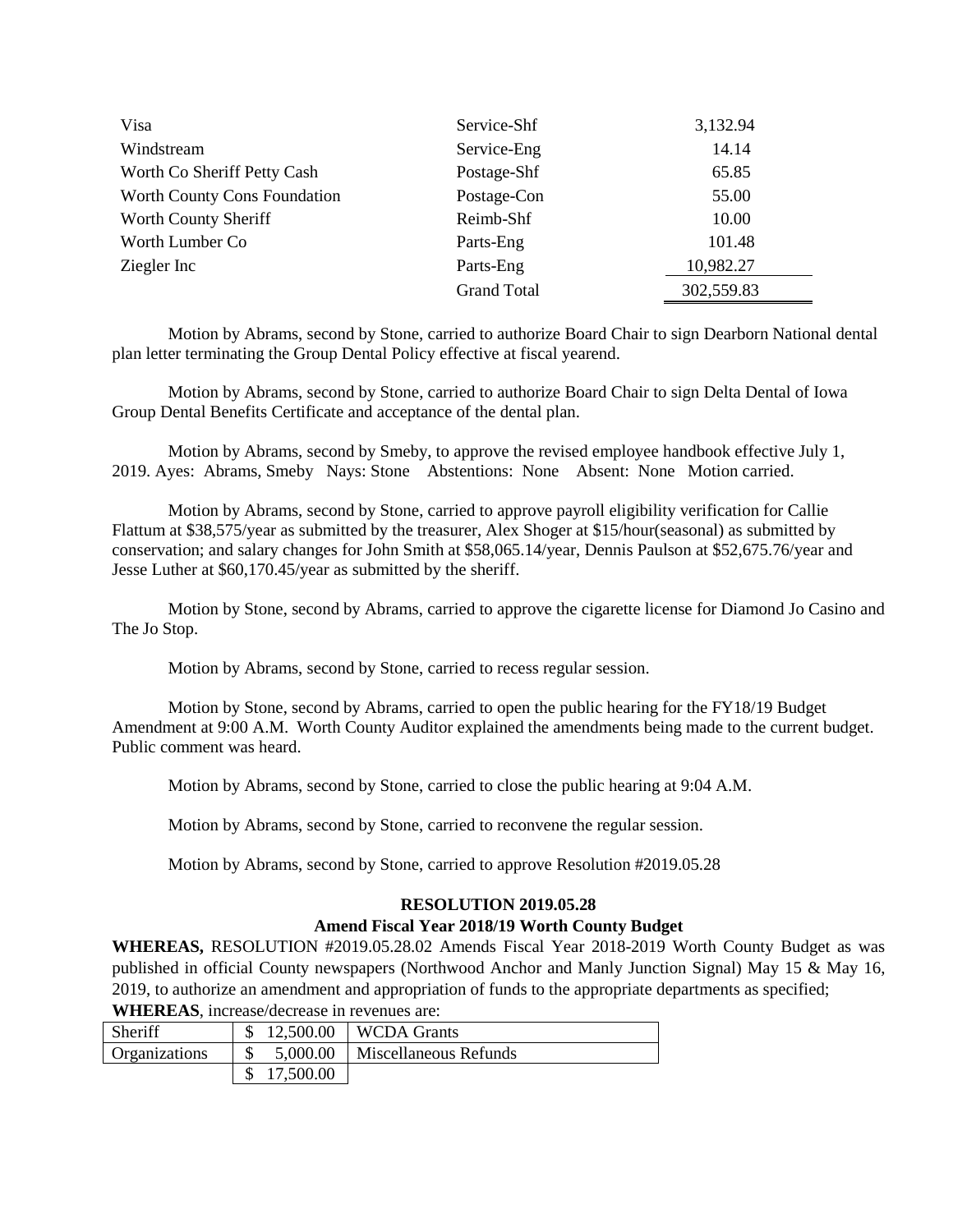| | | |
|---|---|---|
| Visa | Service-Shf | 3,132.94 |
| Windstream | Service-Eng | 14.14 |
| Worth Co Sheriff Petty Cash | Postage-Shf | 65.85 |
| Worth County Cons Foundation | Postage-Con | 55.00 |
| Worth County Sheriff | Reimb-Shf | 10.00 |
| Worth Lumber Co | Parts-Eng | 101.48 |
| Ziegler Inc | Parts-Eng | 10,982.27 |
| | Grand Total | 302,559.83 |

Motion by Abrams, second by Stone, carried to authorize Board Chair to sign Dearborn National dental plan letter terminating the Group Dental Policy effective at fiscal yearend.

Motion by Abrams, second by Stone, carried to authorize Board Chair to sign Delta Dental of Iowa Group Dental Benefits Certificate and acceptance of the dental plan.

Motion by Abrams, second by Smeby, to approve the revised employee handbook effective July 1, 2019. Ayes: Abrams, Smeby Nays: Stone Abstentions: None Absent: None Motion carried.

Motion by Abrams, second by Stone, carried to approve payroll eligibility verification for Callie Flattum at $38,575/year as submitted by the treasurer, Alex Shoger at $15/hour(seasonal) as submitted by conservation; and salary changes for John Smith at $58,065.14/year, Dennis Paulson at $52,675.76/year and Jesse Luther at $60,170.45/year as submitted by the sheriff.

Motion by Stone, second by Abrams, carried to approve the cigarette license for Diamond Jo Casino and The Jo Stop.

Motion by Abrams, second by Stone, carried to recess regular session.

Motion by Stone, second by Abrams, carried to open the public hearing for the FY18/19 Budget Amendment at 9:00 A.M. Worth County Auditor explained the amendments being made to the current budget. Public comment was heard.

Motion by Abrams, second by Stone, carried to close the public hearing at 9:04 A.M.

Motion by Abrams, second by Stone, carried to reconvene the regular session.

Motion by Abrams, second by Stone, carried to approve Resolution #2019.05.28

**RESOLUTION 2019.05.28**

**Amend Fiscal Year 2018/19 Worth County Budget**

**WHEREAS,** RESOLUTION #2019.05.28.02 Amends Fiscal Year 2018-2019 Worth County Budget as was published in official County newspapers (Northwood Anchor and Manly Junction Signal) May 15 & May 16, 2019, to authorize an amendment and appropriation of funds to the appropriate departments as specified;

**WHEREAS**, increase/decrease in revenues are:

| | | |
|---|---|---|
| Sheriff | $ 12,500.00 | WCDA Grants |
| Organizations | $ 5,000.00 | Miscellaneous Refunds |
| | $ 17,500.00 | |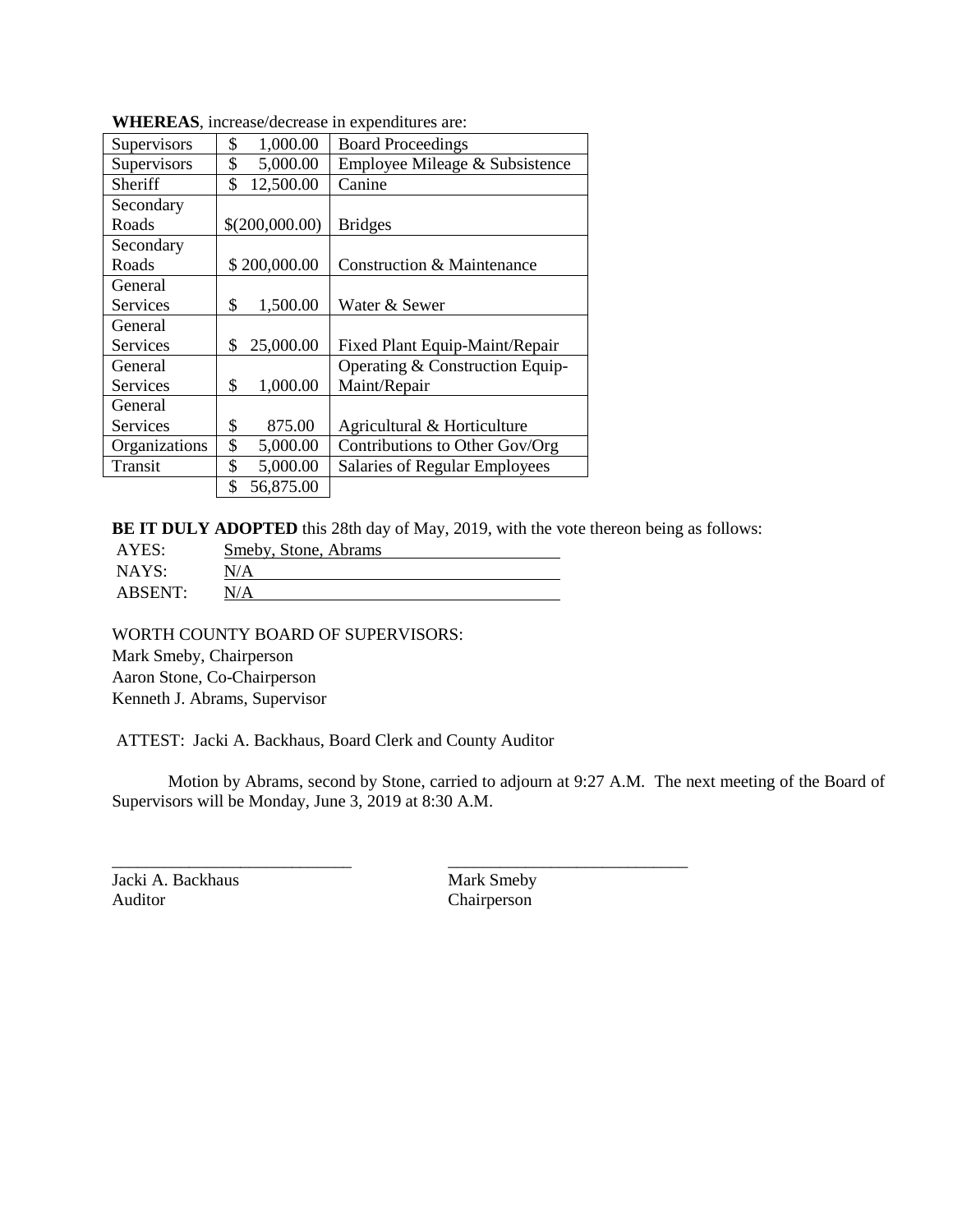**WHEREAS**, increase/decrease in expenditures are:

| | | |
|---|---|---|
| Supervisors | $ 1,000.00 | Board Proceedings |
| Supervisors | $ 5,000.00 | Employee Mileage & Subsistence |
| Sheriff | $ 12,500.00 | Canine |
| Secondary Roads | $(200,000.00) | Bridges |
| Secondary Roads | $ 200,000.00 | Construction & Maintenance |
| General Services | $ 1,500.00 | Water & Sewer |
| General Services | $ 25,000.00 | Fixed Plant Equip-Maint/Repair |
| General Services | $ 1,000.00 | Operating & Construction Equip-Maint/Repair |
| General Services | $ 875.00 | Agricultural & Horticulture |
| Organizations | $ 5,000.00 | Contributions to Other Gov/Org |
| Transit | $ 5,000.00 | Salaries of Regular Employees |
| | $ 56,875.00 | |

**BE IT DULY ADOPTED** this 28th day of May, 2019, with the vote thereon being as follows:

AYES: Smeby, Stone, Abrams
NAYS: N/A
ABSENT: N/A

WORTH COUNTY BOARD OF SUPERVISORS:
Mark Smeby, Chairperson
Aaron Stone, Co-Chairperson
Kenneth J. Abrams, Supervisor

ATTEST: Jacki A. Backhaus, Board Clerk and County Auditor

Motion by Abrams, second by Stone, carried to adjourn at 9:27 A.M. The next meeting of the Board of Supervisors will be Monday, June 3, 2019 at 8:30 A.M.

_____________________________ _____________________________

Jacki A. Backhaus
Auditor

Mark Smeby
Chairperson